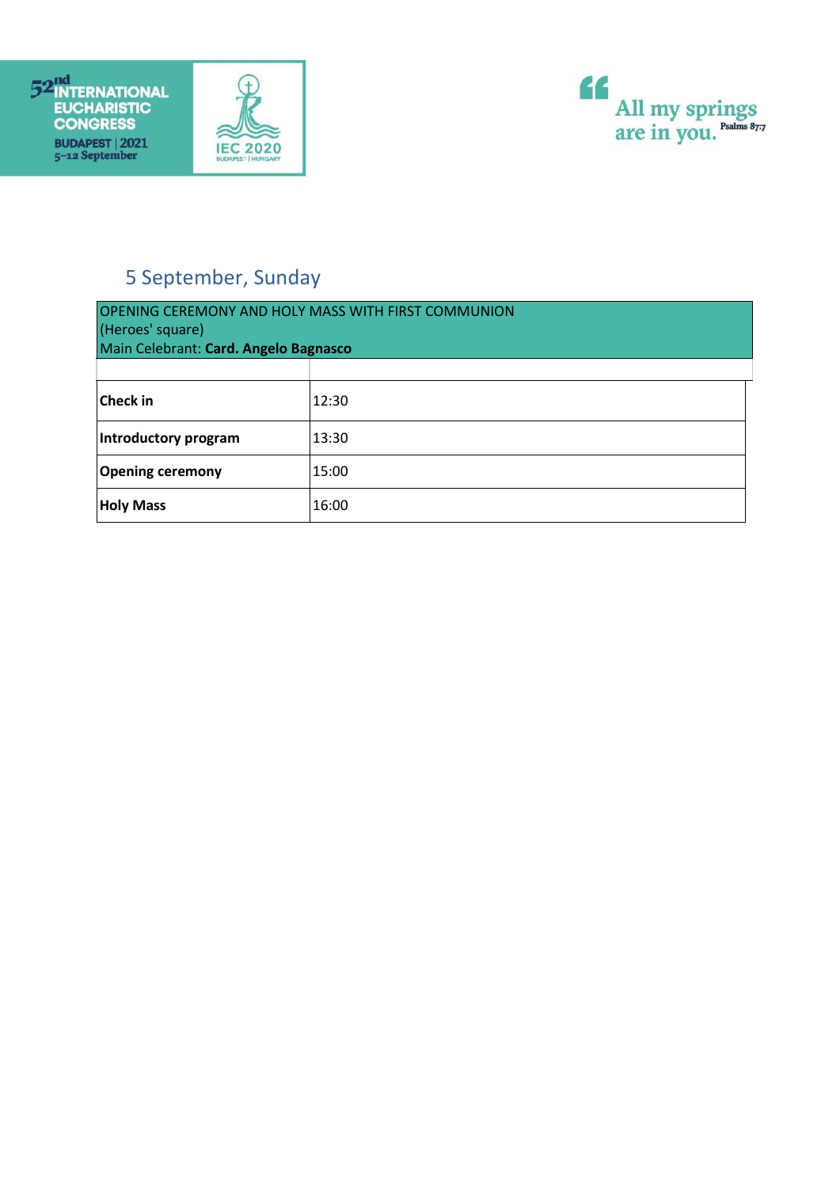52nd INTERNATIONAL EUCHARISTIC CONGRESS
BUDAPEST | 2021
5–12 September

IEC 2020
BUDAPEST | HUNGARY

"All my springs are in you." Psalms 87:7

## 5 September, Sunday

| OPENING CEREMONY AND HOLY MASS WITH FIRST COMMUNION<br>(Heroes' square)<br>Main Celebrant: **Card. Angelo Bagnasco** | |
|---|---|
| | |
| **Check in** | 12:30 |
| **Introductory program** | 13:30 |
| **Opening ceremony** | 15:00 |
| **Holy Mass** | 16:00 |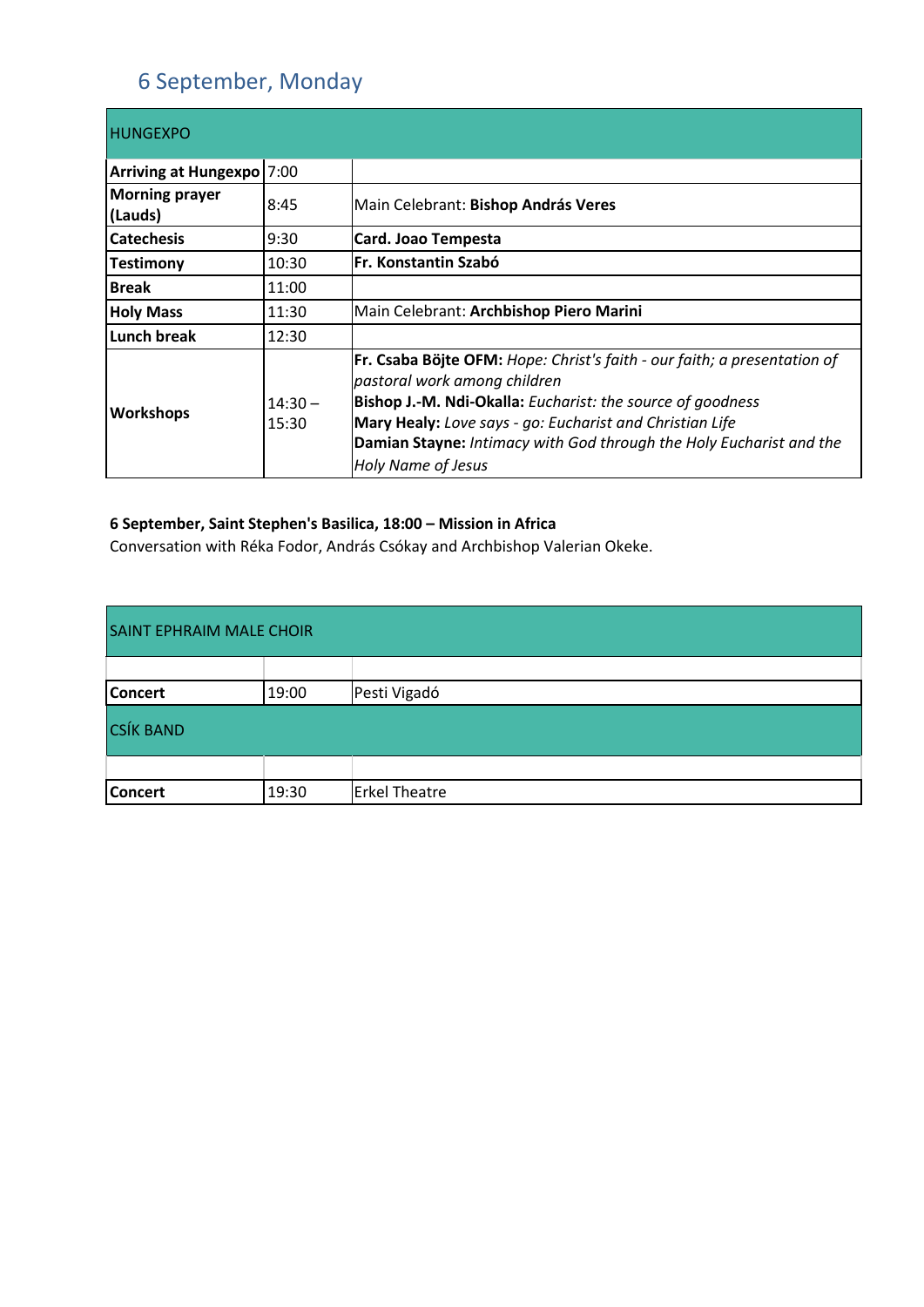## 6 September, Monday

| HUNGEXPO | | |
|---|---|---|
| **Arriving at Hungexpo** | 7:00 | |
| **Morning prayer (Lauds)** | 8:45 | Main Celebrant: **Bishop András Veres** |
| **Catechesis** | 9:30 | **Card. Joao Tempesta** |
| **Testimony** | 10:30 | **Fr. Konstantin Szabó** |
| **Break** | 11:00 | |
| **Holy Mass** | 11:30 | Main Celebrant: **Archbishop Piero Marini** |
| **Lunch break** | 12:30 | |
| **Workshops** | 14:30 – 15:30 | **Fr. Csaba Böjte OFM:** *Hope: Christ's faith - our faith; a presentation of pastoral work among children*<br>**Bishop J.-M. Ndi-Okalla:** *Eucharist: the source of goodness*<br>**Mary Healy:** *Love says - go: Eucharist and Christian Life*<br>**Damian Stayne:** *Intimacy with God through the Holy Eucharist and the Holy Name of Jesus* |

**6 September, Saint Stephen's Basilica, 18:00 – Mission in Africa**
Conversation with Réka Fodor, András Csókay and Archbishop Valerian Okeke.

| SAINT EPHRAIM MALE CHOIR | | |
|---|---|---|
| | | |
| **Concert** | 19:00 | Pesti Vigadó |
| CSÍK BAND | | |
| | | |
| **Concert** | 19:30 | Erkel Theatre |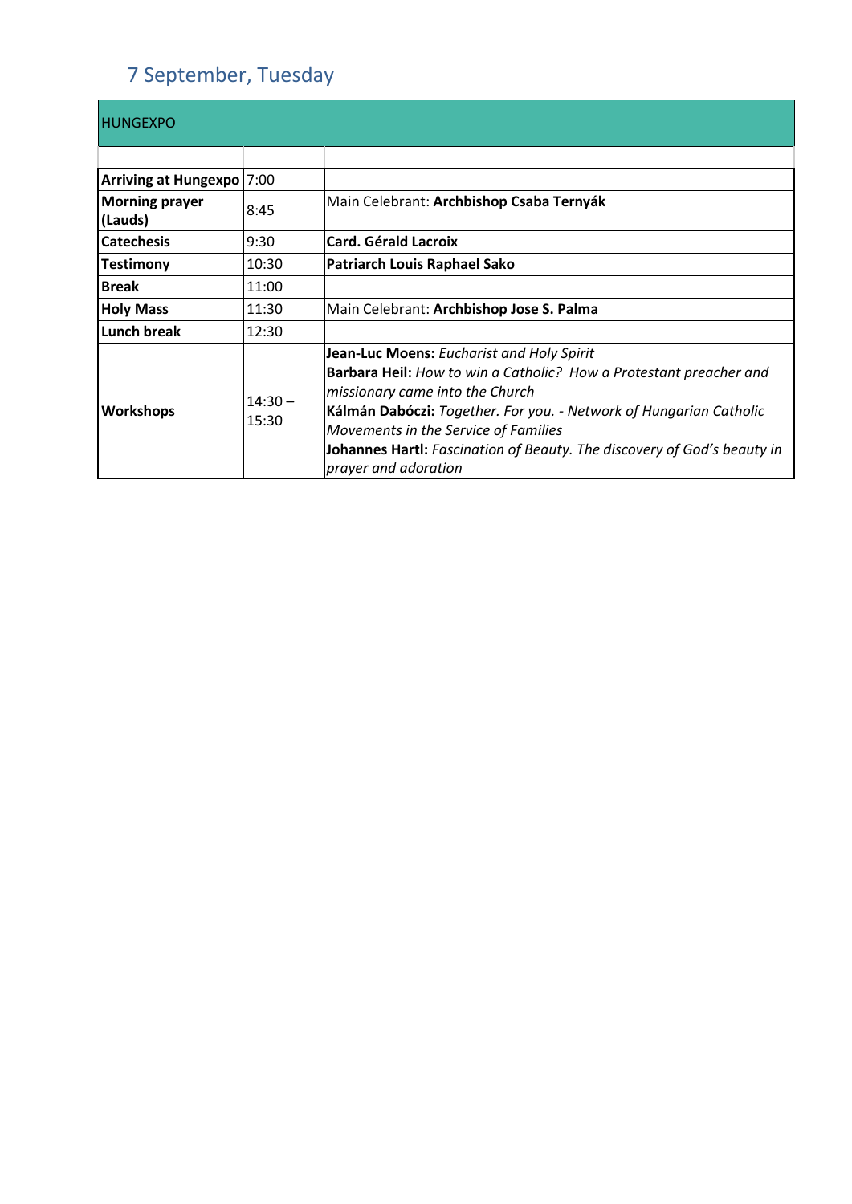## 7 September, Tuesday

| HUNGEXPO | | |
|---|---|---|
| | | |
| **Arriving at Hungexpo** | 7:00 | |
| **Morning prayer (Lauds)** | 8:45 | Main Celebrant: **Archbishop Csaba Ternyák** |
| **Catechesis** | 9:30 | **Card. Gérald Lacroix** |
| **Testimony** | 10:30 | **Patriarch Louis Raphael Sako** |
| **Break** | 11:00 | |
| **Holy Mass** | 11:30 | Main Celebrant: **Archbishop Jose S. Palma** |
| **Lunch break** | 12:30 | |
| **Workshops** | 14:30 – 15:30 | **Jean-Luc Moens:** *Eucharist and Holy Spirit*<br>**Barbara Heil:** *How to win a Catholic? How a Protestant preacher and missionary came into the Church*<br>**Kálmán Dabóczi:** *Together. For you. - Network of Hungarian Catholic Movements in the Service of Families*<br>**Johannes Hartl:** *Fascination of Beauty. The discovery of God's beauty in prayer and adoration* |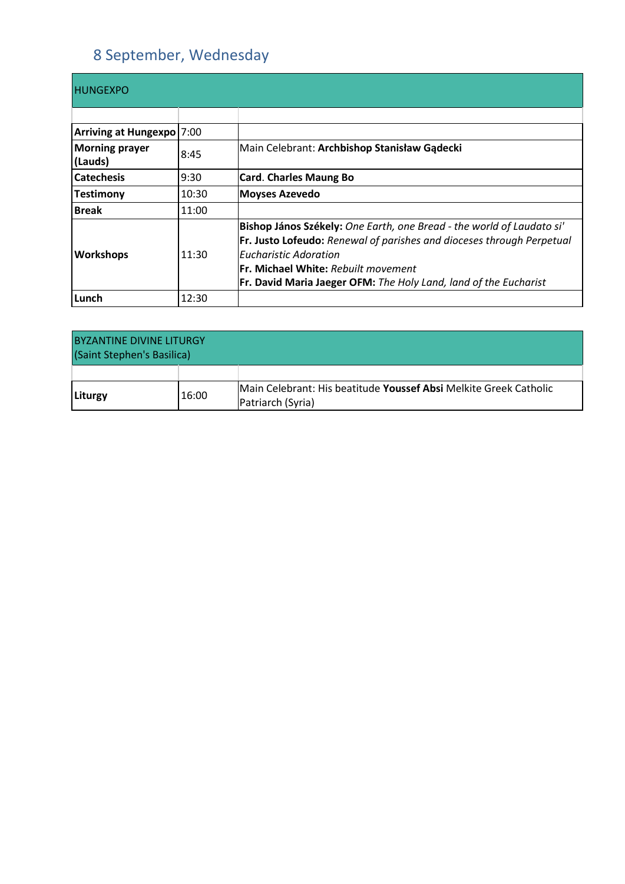## 8 September, Wednesday

| HUNGEXPO | | |
|---|---|---|
| | | |
| **Arriving at Hungexpo** | 7:00 | |
| **Morning prayer (Lauds)** | 8:45 | Main Celebrant: **Archbishop Stanisław Gądecki** |
| **Catechesis** | 9:30 | **Card. Charles Maung Bo** |
| **Testimony** | 10:30 | **Moyses Azevedo** |
| **Break** | 11:00 | |
| **Workshops** | 11:30 | **Bishop János Székely:** *One Earth, one Bread - the world of Laudato si'*<br>**Fr. Justo Lofeudo:** *Renewal of parishes and dioceses through Perpetual Eucharistic Adoration*<br>**Fr. Michael White:** *Rebuilt movement*<br>**Fr. David Maria Jaeger OFM:** *The Holy Land, land of the Eucharist* |
| **Lunch** | 12:30 | |

| BYZANTINE DIVINE LITURGY (Saint Stephen's Basilica) | | |
|---|---|---|
| | | |
| **Liturgy** | 16:00 | Main Celebrant: His beatitude **Youssef Absi** Melkite Greek Catholic Patriarch (Syria) |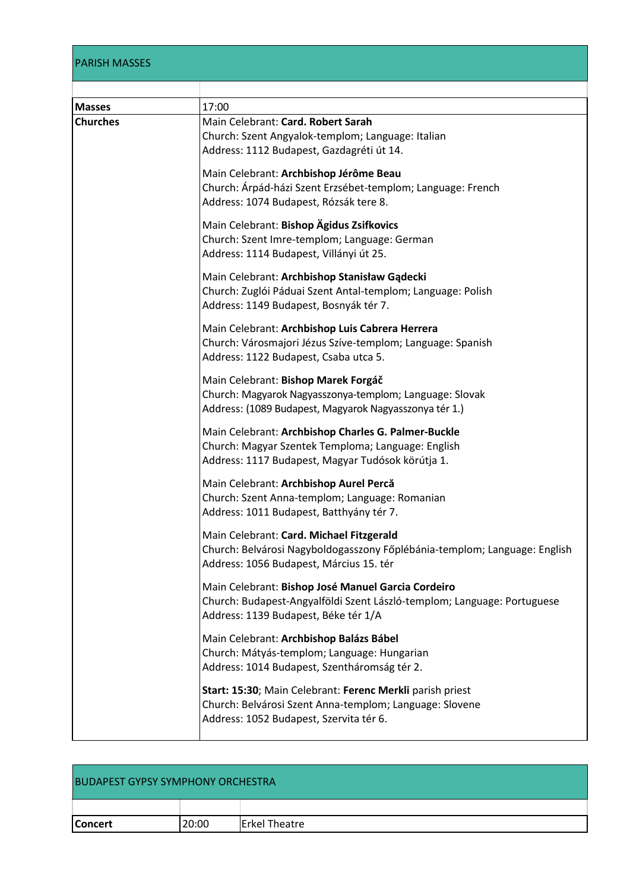| PARISH MASSES | |
|---|---|
| | |
| **Masses** | 17:00 |
| **Churches** | Main Celebrant: **Card. Robert Sarah**<br>Church: Szent Angyalok-templom; Language: Italian<br>Address: 1112 Budapest, Gazdagréti út 14.<br><br>Main Celebrant: **Archbishop Jérôme Beau**<br>Church: Árpád-házi Szent Erzsébet-templom; Language: French<br>Address: 1074 Budapest, Rózsák tere 8.<br><br>Main Celebrant: **Bishop Ägidus Zsifkovics**<br>Church: Szent Imre-templom; Language: German<br>Address: 1114 Budapest, Villányi út 25.<br><br>Main Celebrant: **Archbishop Stanisław Gądecki**<br>Church: Zuglói Páduai Szent Antal-templom; Language: Polish<br>Address: 1149 Budapest, Bosnyák tér 7.<br><br>Main Celebrant: **Archbishop Luis Cabrera Herrera**<br>Church: Városmajori Jézus Szíve-templom; Language: Spanish<br>Address: 1122 Budapest, Csaba utca 5.<br><br>Main Celebrant: **Bishop Marek Forgáč**<br>Church: Magyarok Nagyasszonya-templom; Language: Slovak<br>Address: (1089 Budapest, Magyarok Nagyasszonya tér 1.)<br><br>Main Celebrant: **Archbishop Charles G. Palmer-Buckle**<br>Church: Magyar Szentek Temploma; Language: English<br>Address: 1117 Budapest, Magyar Tudósok körútja 1.<br><br>Main Celebrant: **Archbishop Aurel Percă**<br>Church: Szent Anna-templom; Language: Romanian<br>Address: 1011 Budapest, Batthyány tér 7.<br><br>Main Celebrant: **Card. Michael Fitzgerald**<br>Church: Belvárosi Nagyboldogasszony Főplébánia-templom; Language: English<br>Address: 1056 Budapest, Március 15. tér<br><br>Main Celebrant: **Bishop José Manuel Garcia Cordeiro**<br>Church: Budapest-Angyalföldi Szent László-templom; Language: Portuguese<br>Address: 1139 Budapest, Béke tér 1/A<br><br>Main Celebrant: **Archbishop Balázs Bábel**<br>Church: Mátyás-templom; Language: Hungarian<br>Address: 1014 Budapest, Szentháromság tér 2.<br><br>**Start: 15:30**; Main Celebrant: **Ferenc Merkli** parish priest<br>Church: Belvárosi Szent Anna-templom; Language: Slovene<br>Address: 1052 Budapest, Szervita tér 6. |

| BUDAPEST GYPSY SYMPHONY ORCHESTRA | | |
|---|---|---|
| | | |
| **Concert** | 20:00 | Erkel Theatre |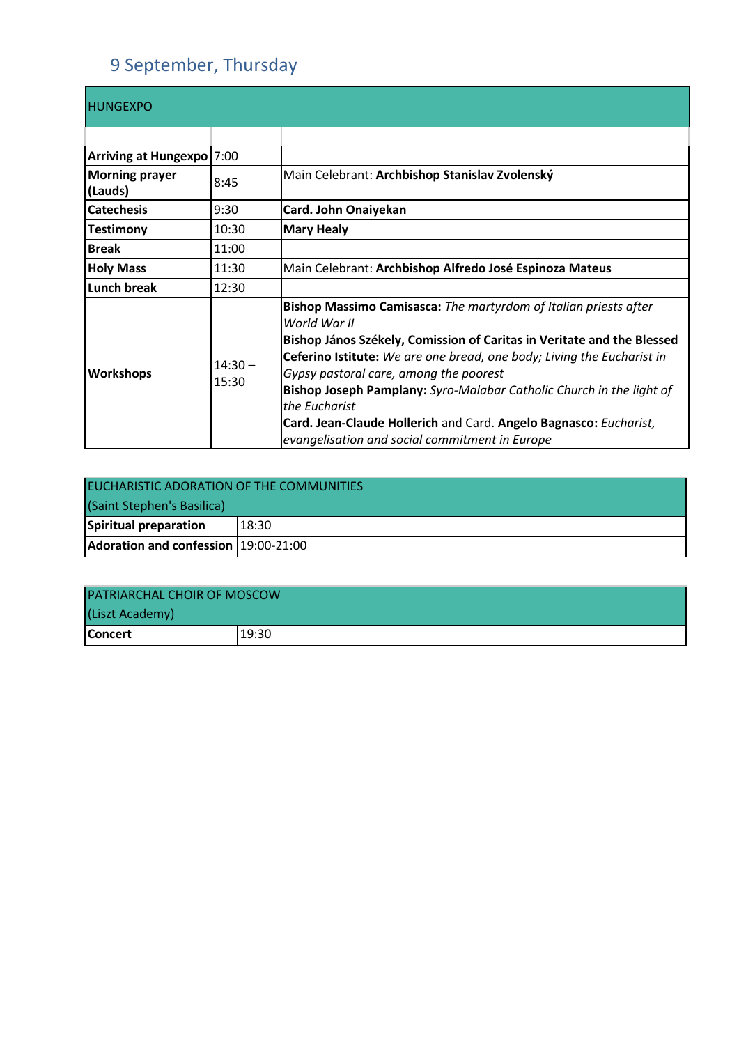## 9 September, Thursday

| HUNGEXPO | | |
|---|---|---|
| | | |
| **Arriving at Hungexpo** | 7:00 | |
| **Morning prayer (Lauds)** | 8:45 | Main Celebrant: **Archbishop Stanislav Zvolenský** |
| **Catechesis** | 9:30 | **Card. John Onaiyekan** |
| **Testimony** | 10:30 | **Mary Healy** |
| **Break** | 11:00 | |
| **Holy Mass** | 11:30 | Main Celebrant: **Archbishop Alfredo José Espinoza Mateus** |
| **Lunch break** | 12:30 | |
| **Workshops** | 14:30 – 15:30 | **Bishop Massimo Camisasca:** *The martyrdom of Italian priests after World War II*<br>**Bishop János Székely, Comission of Caritas in Veritate and the Blessed Ceferino Istitute:** *We are one bread, one body; Living the Eucharist in Gypsy pastoral care, among the poorest*<br>**Bishop Joseph Pamplany:** *Syro-Malabar Catholic Church in the light of the Eucharist*<br>**Card. Jean-Claude Hollerich** and Card. **Angelo Bagnasco:** *Eucharist, evangelisation and social commitment in Europe* |

| EUCHARISTIC ADORATION OF THE COMMUNITIES (Saint Stephen's Basilica) | |
|---|---|
| **Spiritual preparation** | 18:30 |
| **Adoration and confession** | 19:00-21:00 |

| PATRIARCHAL CHOIR OF MOSCOW (Liszt Academy) | |
|---|---|
| **Concert** | 19:30 |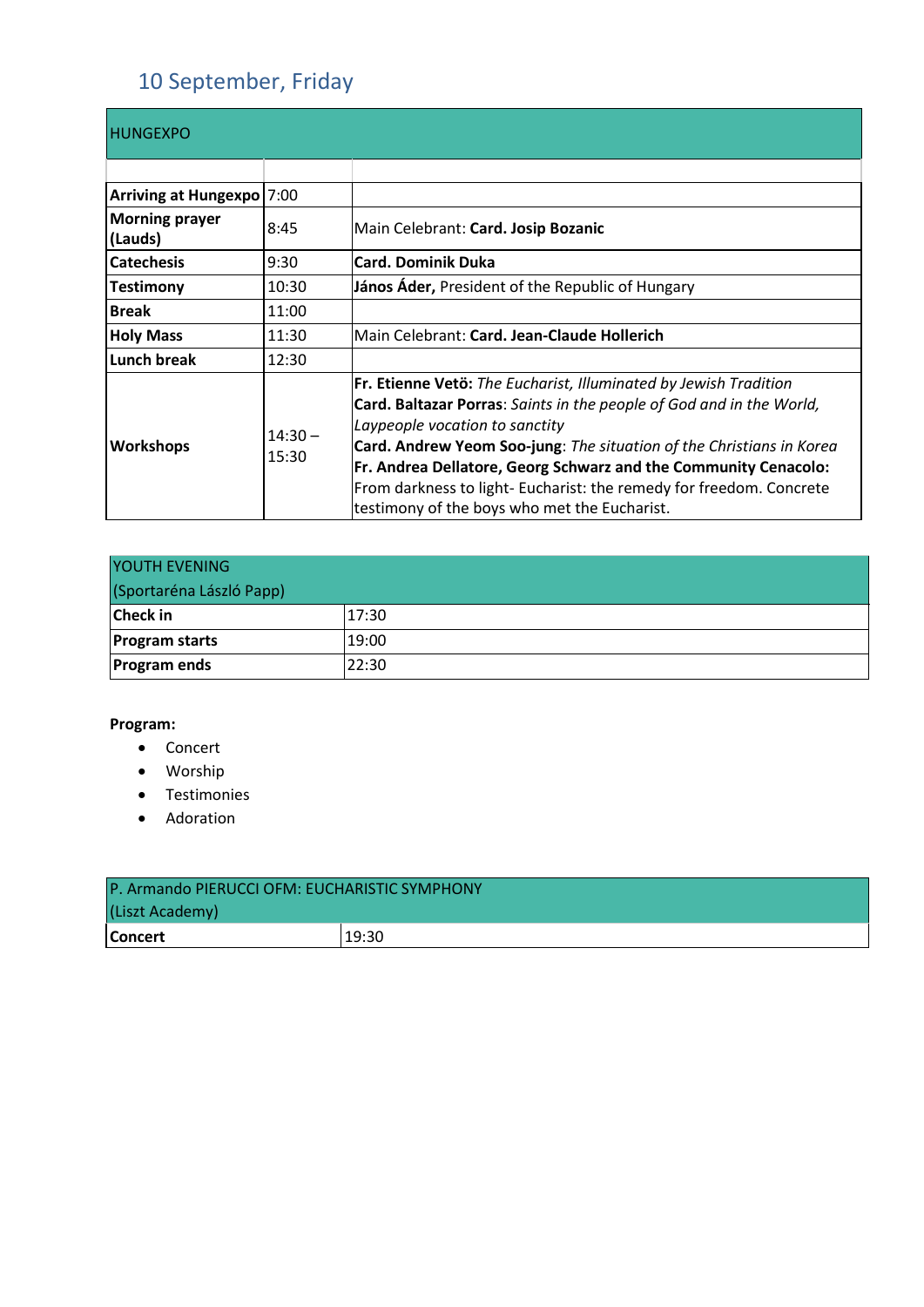## 10 September, Friday

| HUNGEXPO | | |
|---|---|---|
| | | |
| **Arriving at Hungexpo** | 7:00 | |
| **Morning prayer (Lauds)** | 8:45 | Main Celebrant: **Card. Josip Bozanic** |
| **Catechesis** | 9:30 | **Card. Dominik Duka** |
| **Testimony** | 10:30 | **János Áder,** President of the Republic of Hungary |
| **Break** | 11:00 | |
| **Holy Mass** | 11:30 | Main Celebrant: **Card. Jean-Claude Hollerich** |
| **Lunch break** | 12:30 | |
| **Workshops** | 14:30 – 15:30 | **Fr. Etienne Vetö:** *The Eucharist, Illuminated by Jewish Tradition*<br>**Card. Baltazar Porras**: *Saints in the people of God and in the World, Laypeople vocation to sanctity*<br>**Card. Andrew Yeom Soo-jung**: *The situation of the Christians in Korea*<br>**Fr. Andrea Dellatore, Georg Schwarz and the Community Cenacolo:** From darkness to light- Eucharist: the remedy for freedom. Concrete testimony of the boys who met the Eucharist. |

| YOUTH EVENING (Sportaréna László Papp) | |
|---|---|
| **Check in** | 17:30 |
| **Program starts** | 19:00 |
| **Program ends** | 22:30 |

**Program:**

- Concert
- Worship
- Testimonies
- Adoration

| P. Armando PIERUCCI OFM: EUCHARISTIC SYMPHONY (Liszt Academy) | |
|---|---|
| **Concert** | 19:30 |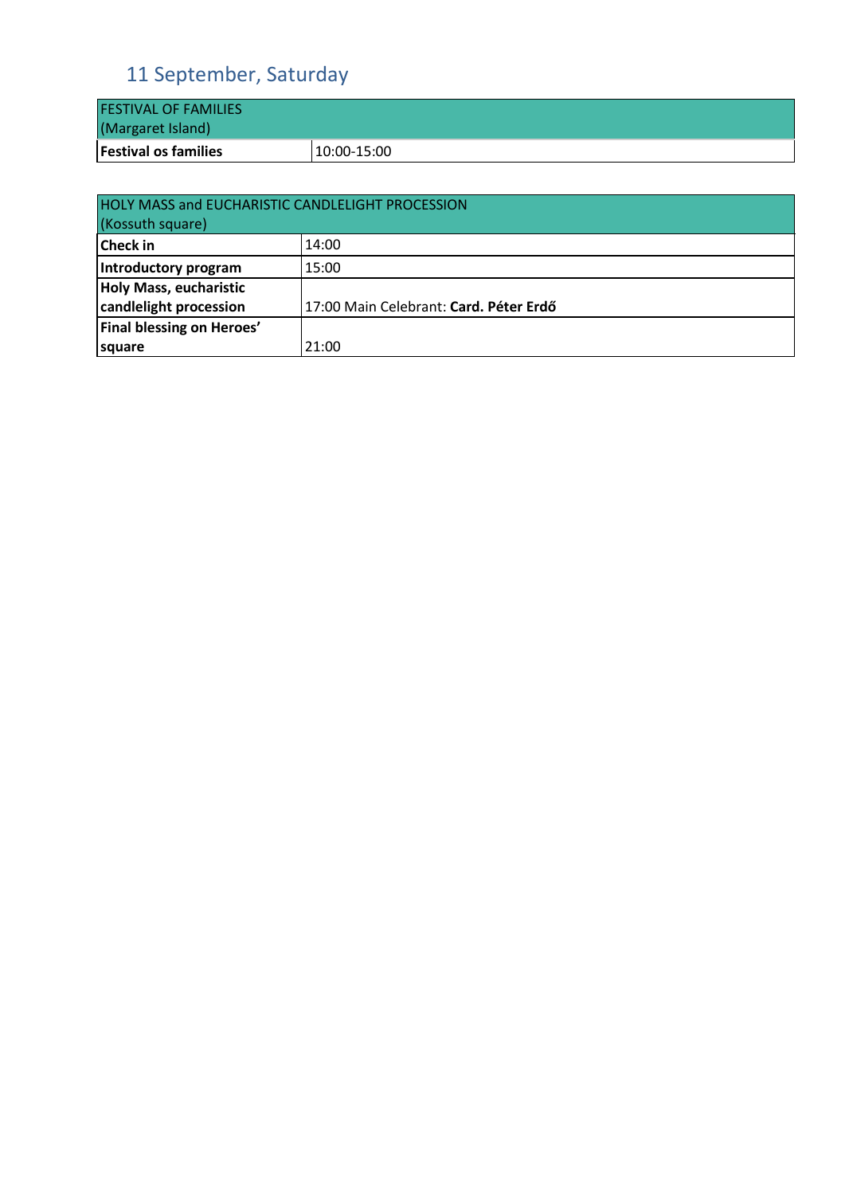## 11 September, Saturday

| FESTIVAL OF FAMILIES (Margaret Island) | |
|---|---|
| **Festival os families** | 10:00-15:00 |

| HOLY MASS and EUCHARISTIC CANDLELIGHT PROCESSION (Kossuth square) | |
|---|---|
| **Check in** | 14:00 |
| **Introductory program** | 15:00 |
| **Holy Mass, eucharistic candlelight procession** | 17:00 Main Celebrant: **Card. Péter Erdő** |
| **Final blessing on Heroes' square** | 21:00 |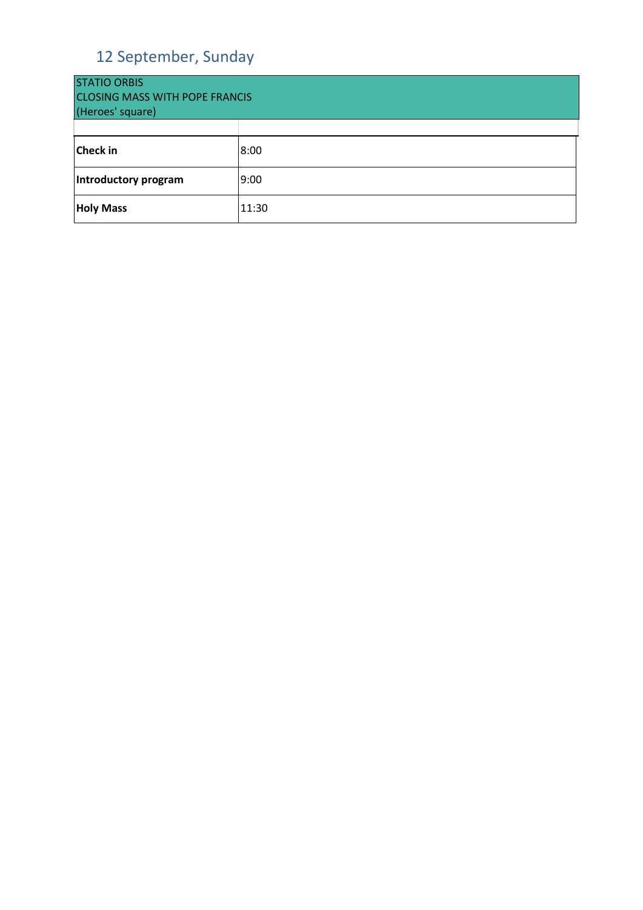## 12 September, Sunday

| STATIO ORBIS<br>CLOSING MASS WITH POPE FRANCIS<br>(Heroes' square) | |
|---|---|
| | |
| **Check in** | 8:00 |
| **Introductory program** | 9:00 |
| **Holy Mass** | 11:30 |